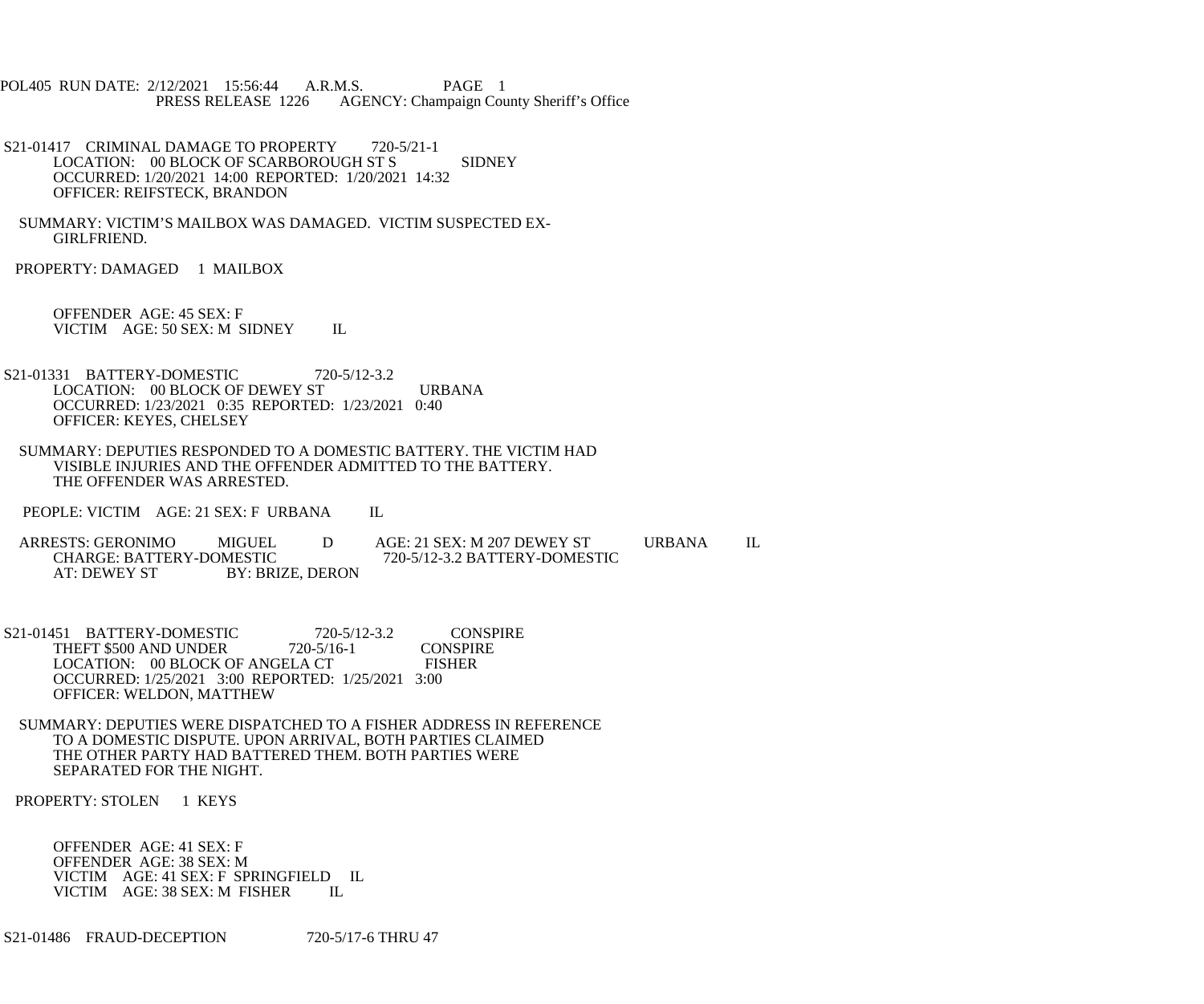POL405 RUN DATE: 2/12/2021 15:56:44 A.R.M.S. PAGE 1
PRESS RELEASE 1226 AGENCY: Champaign County Sheriff's Office

S21-01417 CRIMINAL DAMAGE TO PROPERTY 720-5/21-1
LOCATION: 00 BLOCK OF SCARBOROUGH ST S SIDNEY
OCCURRED: 1/20/2021 14:00 REPORTED: 1/20/2021 14:32
OFFICER: REIFSTECK, BRANDON

SUMMARY: VICTIM'S MAILBOX WAS DAMAGED. VICTIM SUSPECTED EX-GIRLFRIEND.

PROPERTY: DAMAGED 1 MAILBOX

OFFENDER AGE: 45 SEX: F
VICTIM AGE: 50 SEX: M SIDNEY IL

S21-01331 BATTERY-DOMESTIC 720-5/12-3.2
LOCATION: 00 BLOCK OF DEWEY ST URBANA
OCCURRED: 1/23/2021 0:35 REPORTED: 1/23/2021 0:40
OFFICER: KEYES, CHELSEY

SUMMARY: DEPUTIES RESPONDED TO A DOMESTIC BATTERY. THE VICTIM HAD VISIBLE INJURIES AND THE OFFENDER ADMITTED TO THE BATTERY. THE OFFENDER WAS ARRESTED.

PEOPLE: VICTIM AGE: 21 SEX: F URBANA IL

ARRESTS: GERONIMO MIGUEL D AGE: 21 SEX: M 207 DEWEY ST URBANA IL
CHARGE: BATTERY-DOMESTIC 720-5/12-3.2 BATTERY-DOMESTIC
AT: DEWEY ST BY: BRIZE, DERON

S21-01451 BATTERY-DOMESTIC 720-5/12-3.2 CONSPIRE
THEFT $500 AND UNDER 720-5/16-1 CONSPIRE
LOCATION: 00 BLOCK OF ANGELA CT FISHER
OCCURRED: 1/25/2021 3:00 REPORTED: 1/25/2021 3:00
OFFICER: WELDON, MATTHEW

SUMMARY: DEPUTIES WERE DISPATCHED TO A FISHER ADDRESS IN REFERENCE TO A DOMESTIC DISPUTE. UPON ARRIVAL, BOTH PARTIES CLAIMED THE OTHER PARTY HAD BATTERED THEM. BOTH PARTIES WERE SEPARATED FOR THE NIGHT.

PROPERTY: STOLEN 1 KEYS

OFFENDER AGE: 41 SEX: F
OFFENDER AGE: 38 SEX: M
VICTIM AGE: 41 SEX: F SPRINGFIELD IL
VICTIM AGE: 38 SEX: M FISHER IL

S21-01486 FRAUD-DECEPTION 720-5/17-6 THRU 47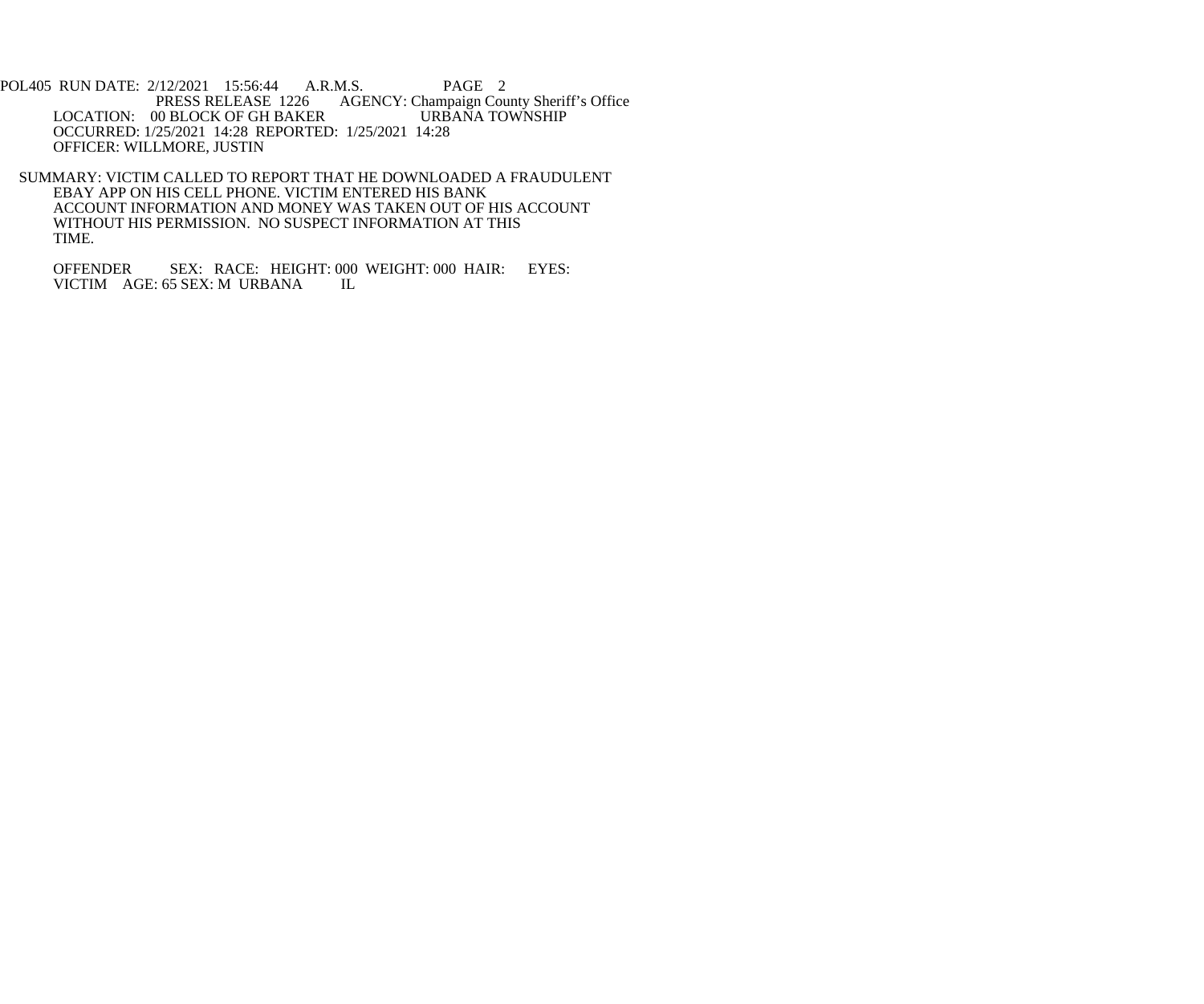PRESS RELEASE 1226 AGENCY: Champaign County Sheriff's Office

LOCATION: 00 BLOCK OF GH BAKER URBANA TOWNSHIP

OCCURRED: 1/25/2021 14:28 REPORTED: 1/25/2021 14:28

OFFICER: WILLMORE, JUSTIN

SUMMARY: VICTIM CALLED TO REPORT THAT HE DOWNLOADED A FRAUDULENT EBAY APP ON HIS CELL PHONE. VICTIM ENTERED HIS BANK ACCOUNT INFORMATION AND MONEY WAS TAKEN OUT OF HIS ACCOUNT WITHOUT HIS PERMISSION. NO SUSPECT INFORMATION AT THIS TIME.

OFFENDER SEX: RACE: HEIGHT: 000 WEIGHT: 000 HAIR: EYES:

VICTIM AGE: 65 SEX: M URBANA IL